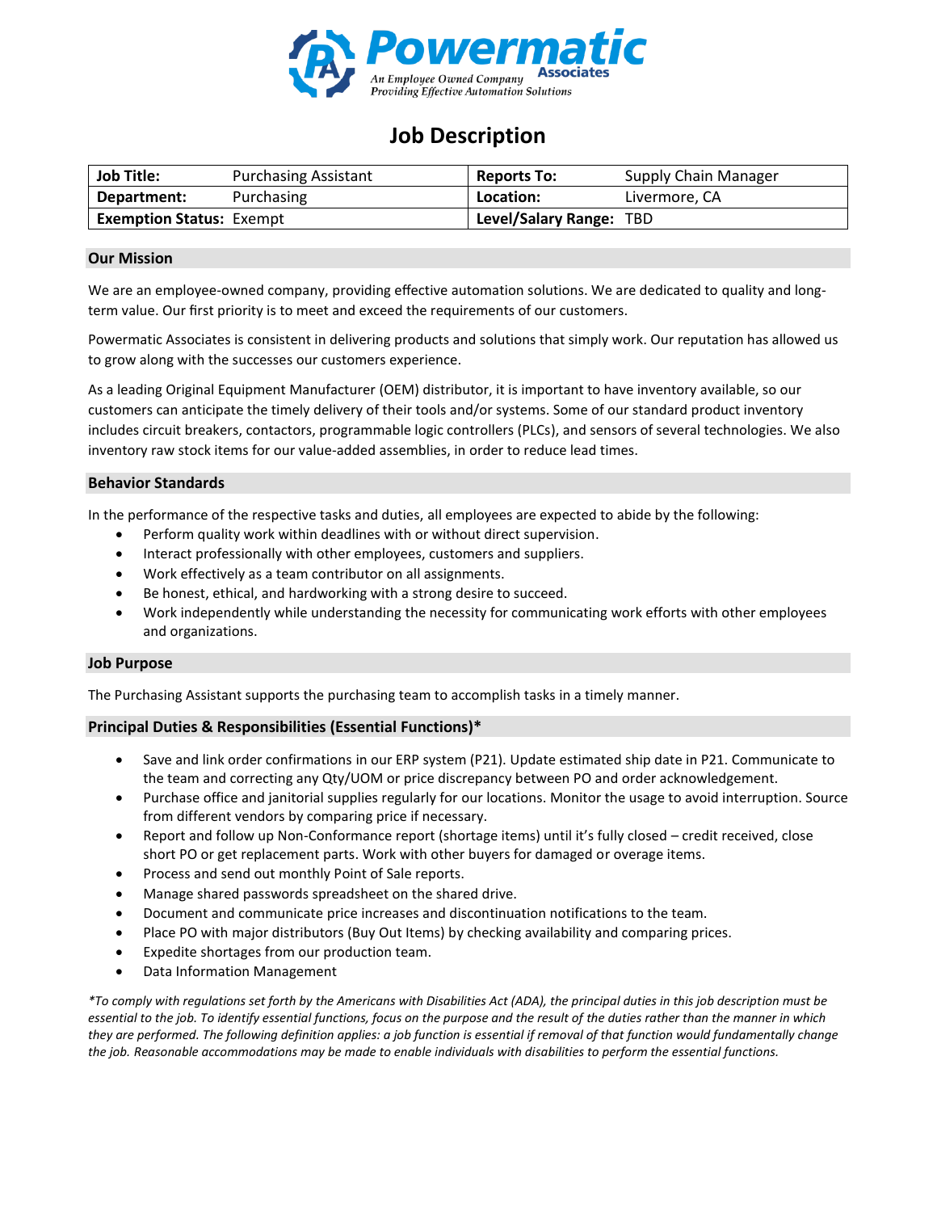Powermatic Associates
An Employee Owned Company
Providing Effective Automation Solutions

# Job Description

| **Job Title:** | Purchasing Assistant | **Reports To:** | Supply Chain Manager |
|---|---|---|---|
| **Department:** | Purchasing | **Location:** | Livermore, CA |
| **Exemption Status:** | Exempt | **Level/Salary Range:** | TBD |

## Our Mission

We are an employee-owned company, providing effective automation solutions. We are dedicated to quality and long-term value. Our first priority is to meet and exceed the requirements of our customers.

Powermatic Associates is consistent in delivering products and solutions that simply work. Our reputation has allowed us to grow along with the successes our customers experience.

As a leading Original Equipment Manufacturer (OEM) distributor, it is important to have inventory available, so our customers can anticipate the timely delivery of their tools and/or systems. Some of our standard product inventory includes circuit breakers, contactors, programmable logic controllers (PLCs), and sensors of several technologies. We also inventory raw stock items for our value-added assemblies, in order to reduce lead times.

## Behavior Standards

In the performance of the respective tasks and duties, all employees are expected to abide by the following:

- Perform quality work within deadlines with or without direct supervision.
- Interact professionally with other employees, customers and suppliers.
- Work effectively as a team contributor on all assignments.
- Be honest, ethical, and hardworking with a strong desire to succeed.
- Work independently while understanding the necessity for communicating work efforts with other employees and organizations.

## Job Purpose

The Purchasing Assistant supports the purchasing team to accomplish tasks in a timely manner.

## Principal Duties & Responsibilities (Essential Functions)*

- Save and link order confirmations in our ERP system (P21). Update estimated ship date in P21. Communicate to the team and correcting any Qty/UOM or price discrepancy between PO and order acknowledgement.
- Purchase office and janitorial supplies regularly for our locations. Monitor the usage to avoid interruption. Source from different vendors by comparing price if necessary.
- Report and follow up Non-Conformance report (shortage items) until it's fully closed – credit received, close short PO or get replacement parts. Work with other buyers for damaged or overage items.
- Process and send out monthly Point of Sale reports.
- Manage shared passwords spreadsheet on the shared drive.
- Document and communicate price increases and discontinuation notifications to the team.
- Place PO with major distributors (Buy Out Items) by checking availability and comparing prices.
- Expedite shortages from our production team.
- Data Information Management

*\*To comply with regulations set forth by the Americans with Disabilities Act (ADA), the principal duties in this job description must be essential to the job. To identify essential functions, focus on the purpose and the result of the duties rather than the manner in which they are performed. The following definition applies: a job function is essential if removal of that function would fundamentally change the job. Reasonable accommodations may be made to enable individuals with disabilities to perform the essential functions.*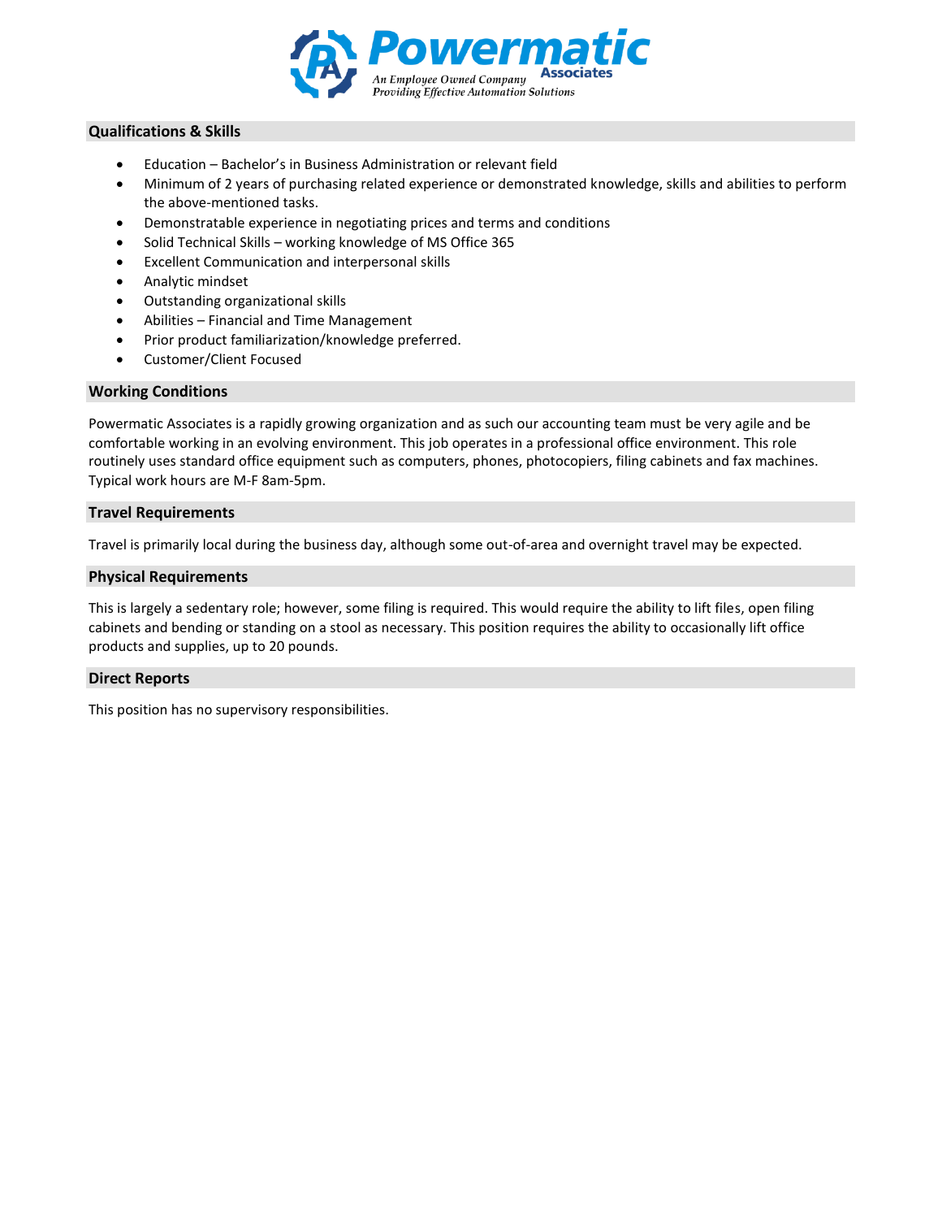## Qualifications & Skills

- Education – Bachelor's in Business Administration or relevant field
- Minimum of 2 years of purchasing related experience or demonstrated knowledge, skills and abilities to perform the above-mentioned tasks.
- Demonstratable experience in negotiating prices and terms and conditions
- Solid Technical Skills – working knowledge of MS Office 365
- Excellent Communication and interpersonal skills
- Analytic mindset
- Outstanding organizational skills
- Abilities – Financial and Time Management
- Prior product familiarization/knowledge preferred.
- Customer/Client Focused

## Working Conditions

Powermatic Associates is a rapidly growing organization and as such our accounting team must be very agile and be comfortable working in an evolving environment. This job operates in a professional office environment. This role routinely uses standard office equipment such as computers, phones, photocopiers, filing cabinets and fax machines. Typical work hours are M-F 8am-5pm.

## Travel Requirements

Travel is primarily local during the business day, although some out-of-area and overnight travel may be expected.

## Physical Requirements

This is largely a sedentary role; however, some filing is required. This would require the ability to lift files, open filing cabinets and bending or standing on a stool as necessary. This position requires the ability to occasionally lift office products and supplies, up to 20 pounds.

## Direct Reports

This position has no supervisory responsibilities.